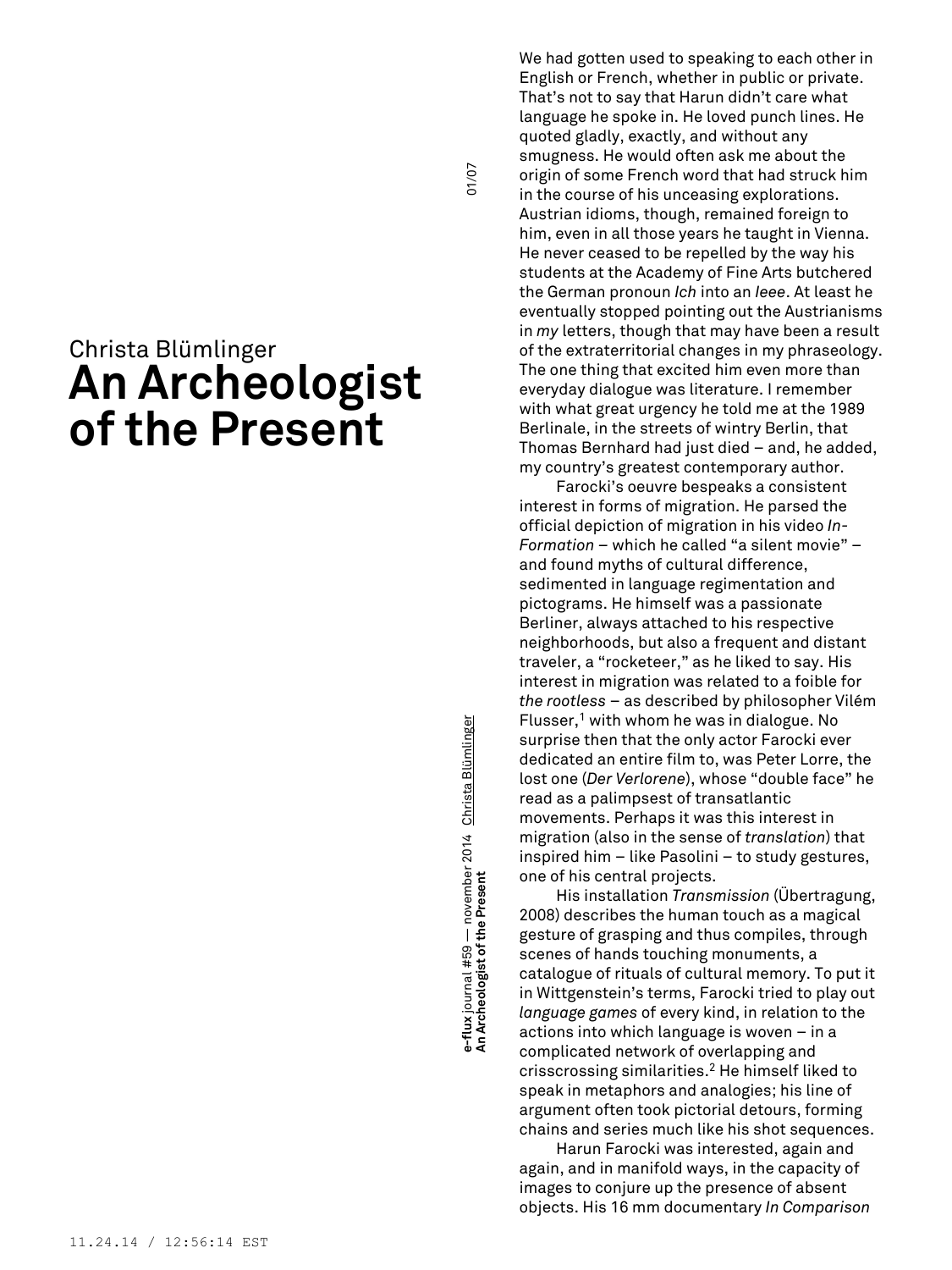Christa Blümlinger

# An Archeologist of the Present

We had gotten used to speaking to each other in English or French, whether in public or private. That's not to say that Harun didn't care what language he spoke in. He loved punch lines. He quoted gladly, exactly, and without any smugness. He would often ask me about the origin of some French word that had struck him in the course of his unceasing explorations. Austrian idioms, though, remained foreign to him, even in all those years he taught in Vienna. He never ceased to be repelled by the way his students at the Academy of Fine Arts butchered the German pronoun *Ich* into an *Ieee*. At least he eventually stopped pointing out the Austrianisms in *my* letters, though that may have been a result of the extraterritorial changes in my phraseology. The one thing that excited him even more than everyday dialogue was literature. I remember with what great urgency he told me at the 1989 Berlinale, in the streets of wintry Berlin, that Thomas Bernhard had just died – and, he added, my country's greatest contemporary author.

Farocki's oeuvre bespeaks a consistent interest in forms of migration. He parsed the official depiction of migration in his video *In-Formation* – which he called "a silent movie" – and found myths of cultural difference, sedimented in language regimentation and pictograms. He himself was a passionate Berliner, always attached to his respective neighborhoods, but also a frequent and distant traveler, a "rocketeer," as he liked to say. His interest in migration was related to a foible for *the rootless* – as described by philosopher Vilém Flusser,[1] with whom he was in dialogue. No surprise then that the only actor Farocki ever dedicated an entire film to, was Peter Lorre, the lost one (*Der Verlorene*), whose "double face" he read as a palimpsest of transatlantic movements. Perhaps it was this interest in migration (also in the sense of *translation*) that inspired him – like Pasolini – to study gestures, one of his central projects.

His installation *Transmission* (Übertragung, 2008) describes the human touch as a magical gesture of grasping and thus compiles, through scenes of hands touching monuments, a catalogue of rituals of cultural memory. To put it in Wittgenstein's terms, Farocki tried to play out *language games* of every kind, in relation to the actions into which language is woven – in a complicated network of overlapping and crisscrossing similarities.[2] He himself liked to speak in metaphors and analogies; his line of argument often took pictorial detours, forming chains and series much like his shot sequences.

Harun Farocki was interested, again and again, and in manifold ways, in the capacity of images to conjure up the presence of absent objects. His 16 mm documentary *In Comparison*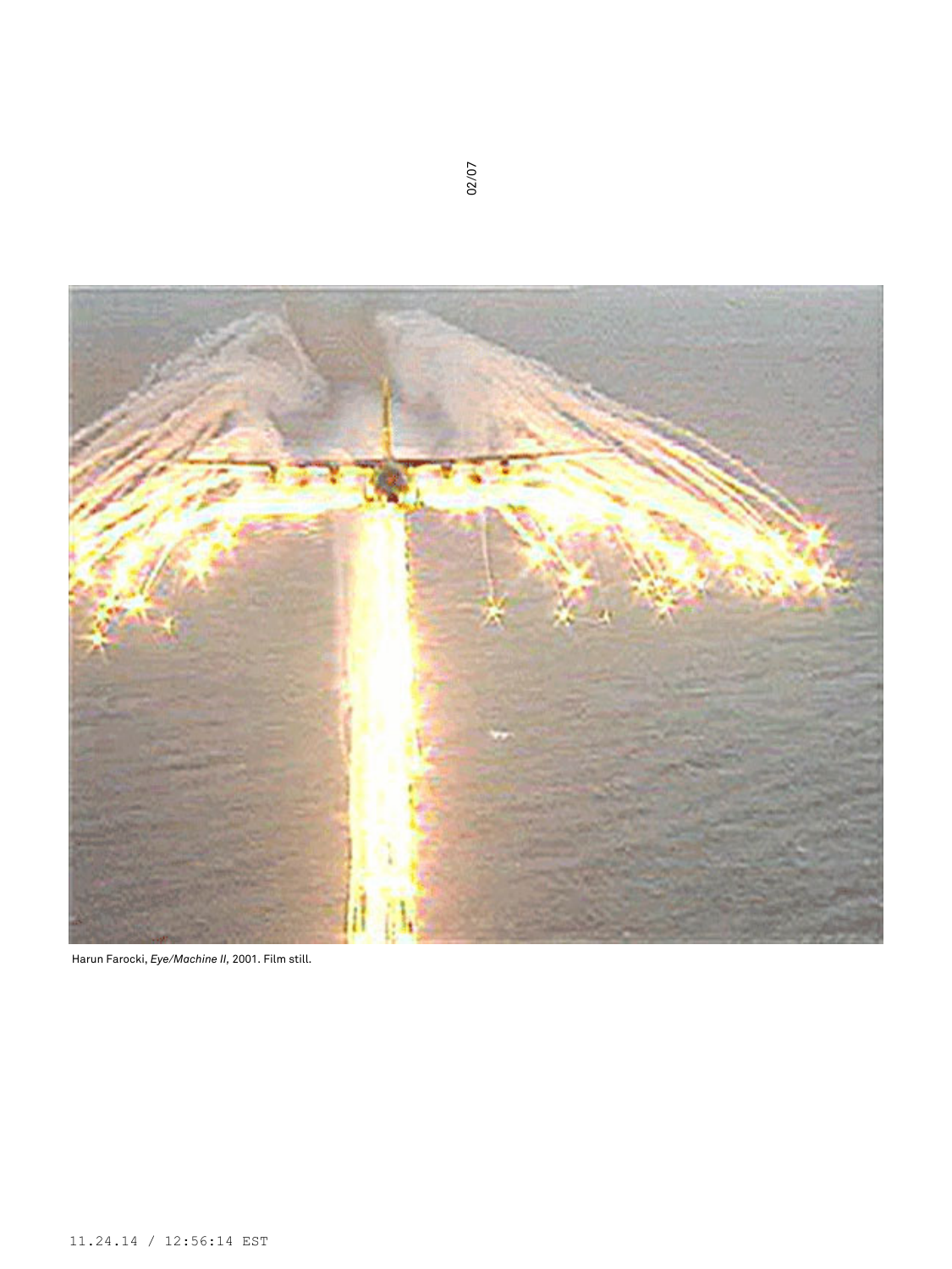Harun Farocki, *Eye/Machine II*, 2001. Film still.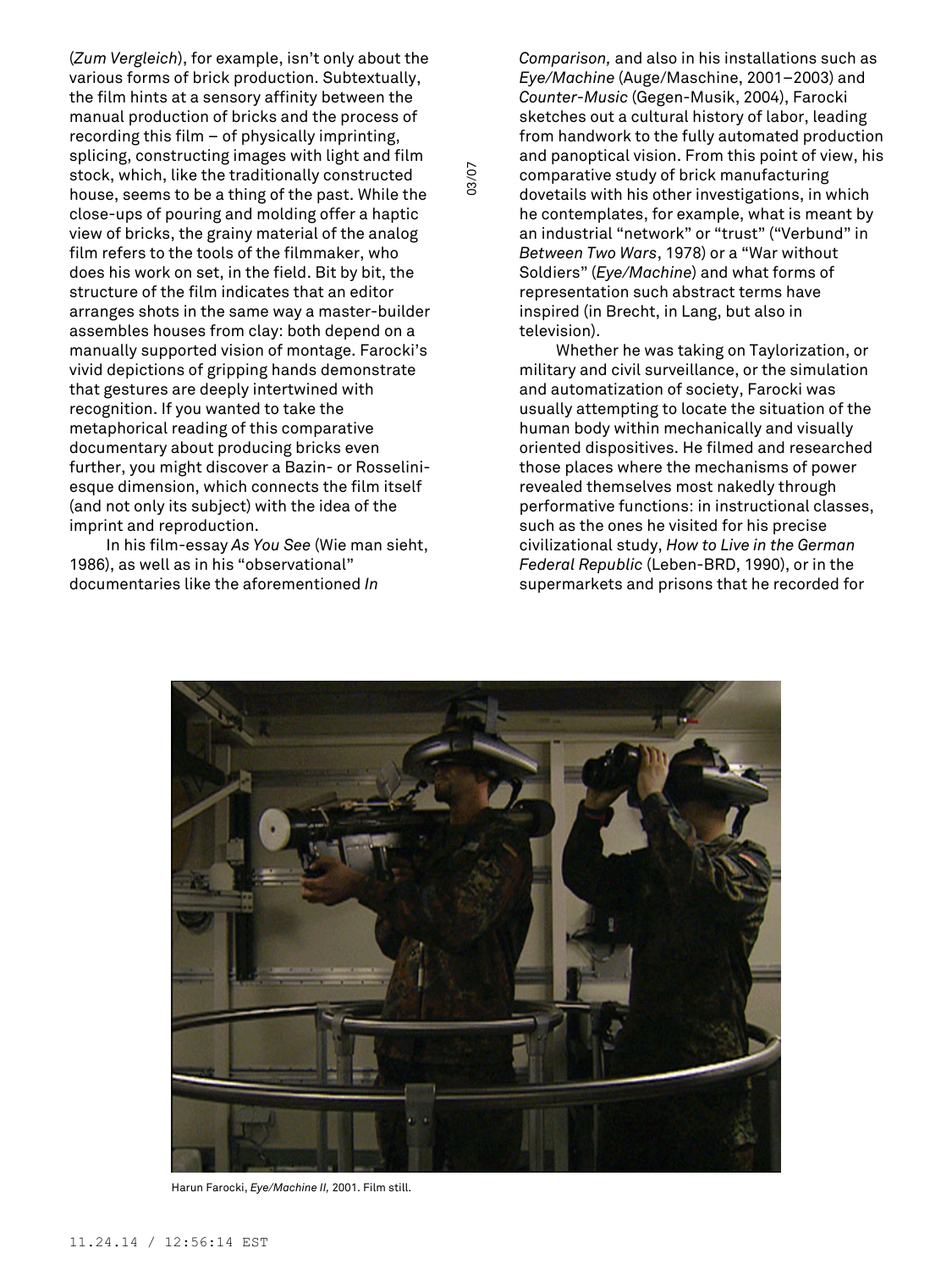(*Zum Vergleich*), for example, isn't only about the various forms of brick production. Subtextually, the film hints at a sensory affinity between the manual production of bricks and the process of recording this film – of physically imprinting, splicing, constructing images with light and film stock, which, like the traditionally constructed house, seems to be a thing of the past. While the close-ups of pouring and molding offer a haptic view of bricks, the grainy material of the analog film refers to the tools of the filmmaker, who does his work on set, in the field. Bit by bit, the structure of the film indicates that an editor arranges shots in the same way a master-builder assembles houses from clay: both depend on a manually supported vision of montage. Farocki's vivid depictions of gripping hands demonstrate that gestures are deeply intertwined with recognition. If you wanted to take the metaphorical reading of this comparative documentary about producing bricks even further, you might discover a Bazin- or Rosselini-esque dimension, which connects the film itself (and not only its subject) with the idea of the imprint and reproduction.

In his film-essay *As You See* (Wie man sieht, 1986), as well as in his "observational" documentaries like the aforementioned *In Comparison,* and also in his installations such as *Eye/Machine* (Auge/Maschine, 2001–2003) and *Counter-Music* (Gegen-Musik, 2004), Farocki sketches out a cultural history of labor, leading from handwork to the fully automated production and panoptical vision. From this point of view, his comparative study of brick manufacturing dovetails with his other investigations, in which he contemplates, for example, what is meant by an industrial "network" or "trust" ("Verbund" in *Between Two Wars*, 1978) or a "War without Soldiers" (*Eye/Machine*) and what forms of representation such abstract terms have inspired (in Brecht, in Lang, but also in television).

Whether he was taking on Taylorization, or military and civil surveillance, or the simulation and automatization of society, Farocki was usually attempting to locate the situation of the human body within mechanically and visually oriented dispositives. He filmed and researched those places where the mechanisms of power revealed themselves most nakedly through performative functions: in instructional classes, such as the ones he visited for his precise civilizational study, *How to Live in the German Federal Republic* (Leben-BRD, 1990), or in the supermarkets and prisons that he recorded for

Harun Farocki, *Eye/Machine II,* 2001. Film still.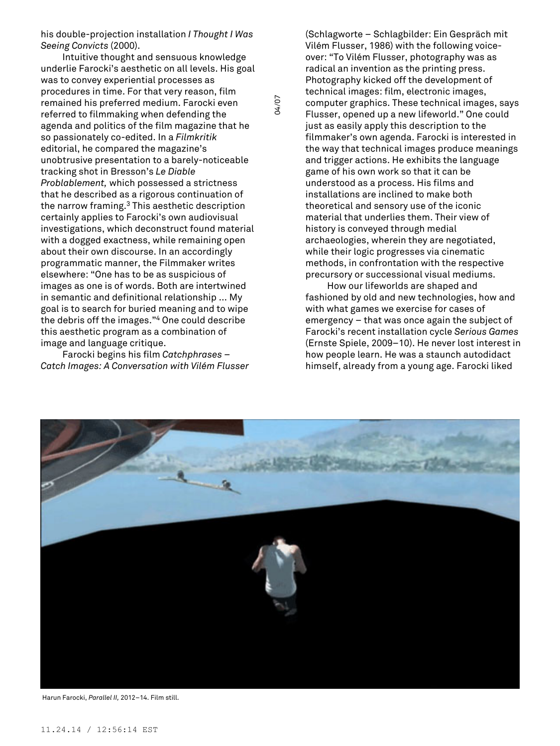his double-projection installation *I Thought I Was Seeing Convicts* (2000).

Intuitive thought and sensuous knowledge underlie Farocki's aesthetic on all levels. His goal was to convey experiential processes as procedures in time. For that very reason, film remained his preferred medium. Farocki even referred to filmmaking when defending the agenda and politics of the film magazine that he so passionately co-edited. In a *Filmkritik* editorial, he compared the magazine's unobtrusive presentation to a barely-noticeable tracking shot in Bresson's *Le Diable Problablement,* which possessed a strictness that he described as a rigorous continuation of the narrow framing.[3] This aesthetic description certainly applies to Farocki's own audiovisual investigations, which deconstruct found material with a dogged exactness, while remaining open about their own discourse. In an accordingly programmatic manner, the Filmmaker writes elsewhere: "One has to be as suspicious of images as one is of words. Both are intertwined in semantic and definitional relationship … My goal is to search for buried meaning and to wipe the debris off the images."[4] One could describe this aesthetic program as a combination of image and language critique.

Farocki begins his film *Catchphrases – Catch Images: A Conversation with Vilém Flusser* (Schlagworte – Schlagbilder: Ein Gespräch mit Vilém Flusser, 1986) with the following voice-over: "To Vilém Flusser, photography was as radical an invention as the printing press. Photography kicked off the development of technical images: film, electronic images, computer graphics. These technical images, says Flusser, opened up a new lifeworld." One could just as easily apply this description to the filmmaker's own agenda. Farocki is interested in the way that technical images produce meanings and trigger actions. He exhibits the language game of his own work so that it can be understood as a process. His films and installations are inclined to make both theoretical and sensory use of the iconic material that underlies them. Their view of history is conveyed through medial archaeologies, wherein they are negotiated, while their logic progresses via cinematic methods, in confrontation with the respective precursory or successional visual mediums.

How our lifeworlds are shaped and fashioned by old and new technologies, how and with what games we exercise for cases of emergency – that was once again the subject of Farocki's recent installation cycle *Serious Games* (Ernste Spiele, 2009–10). He never lost interest in how people learn. He was a staunch autodidact himself, already from a young age. Farocki liked

Harun Farocki, *Parallel II,* 2012–14. Film still.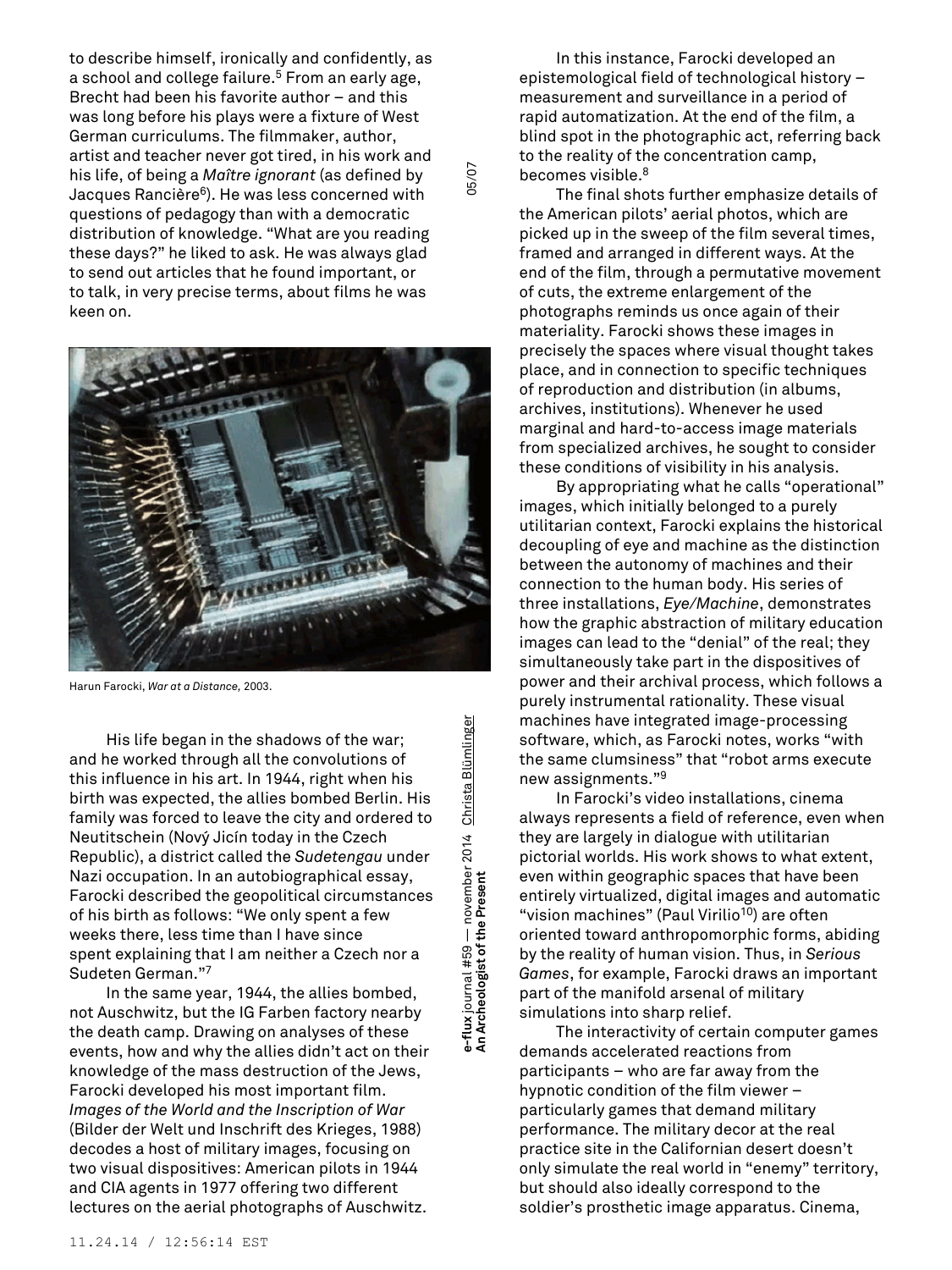to describe himself, ironically and confidently, as a school and college failure.[5] From an early age, Brecht had been his favorite author – and this was long before his plays were a fixture of West German curriculums. The filmmaker, author, artist and teacher never got tired, in his work and his life, of being a *Maître ignorant* (as defined by Jacques Rancière[6]). He was less concerned with questions of pedagogy than with a democratic distribution of knowledge. "What are you reading these days?" he liked to ask. He was always glad to send out articles that he found important, or to talk, in very precise terms, about films he was keen on.

Harun Farocki, *War at a Distance,* 2003.

His life began in the shadows of the war; and he worked through all the convolutions of this influence in his art. In 1944, right when his birth was expected, the allies bombed Berlin. His family was forced to leave the city and ordered to Neutitschein (Nový Jicín today in the Czech Republic), a district called the *Sudetengau* under Nazi occupation. In an autobiographical essay, Farocki described the geopolitical circumstances of his birth as follows: "We only spent a few weeks there, less time than I have since spent explaining that I am neither a Czech nor a Sudeten German."[7]

In the same year, 1944, the allies bombed, not Auschwitz, but the IG Farben factory nearby the death camp. Drawing on analyses of these events, how and why the allies didn't act on their knowledge of the mass destruction of the Jews, Farocki developed his most important film. *Images of the World and the Inscription of War* (Bilder der Welt und Inschrift des Krieges, 1988) decodes a host of military images, focusing on two visual dispositives: American pilots in 1944 and CIA agents in 1977 offering two different lectures on the aerial photographs of Auschwitz.

In this instance, Farocki developed an epistemological field of technological history – measurement and surveillance in a period of rapid automatization. At the end of the film, a blind spot in the photographic act, referring back to the reality of the concentration camp, becomes visible.[8]

The final shots further emphasize details of the American pilots' aerial photos, which are picked up in the sweep of the film several times, framed and arranged in different ways. At the end of the film, through a permutative movement of cuts, the extreme enlargement of the photographs reminds us once again of their materiality. Farocki shows these images in precisely the spaces where visual thought takes place, and in connection to specific techniques of reproduction and distribution (in albums, archives, institutions). Whenever he used marginal and hard-to-access image materials from specialized archives, he sought to consider these conditions of visibility in his analysis.

By appropriating what he calls "operational" images, which initially belonged to a purely utilitarian context, Farocki explains the historical decoupling of eye and machine as the distinction between the autonomy of machines and their connection to the human body. His series of three installations, *Eye/Machine*, demonstrates how the graphic abstraction of military education images can lead to the "denial" of the real; they simultaneously take part in the dispositives of power and their archival process, which follows a purely instrumental rationality. These visual machines have integrated image-processing software, which, as Farocki notes, works "with the same clumsiness" that "robot arms execute new assignments."[9]

In Farocki's video installations, cinema always represents a field of reference, even when they are largely in dialogue with utilitarian pictorial worlds. His work shows to what extent, even within geographic spaces that have been entirely virtualized, digital images and automatic "vision machines" (Paul Virilio[10]) are often oriented toward anthropomorphic forms, abiding by the reality of human vision. Thus, in *Serious Games*, for example, Farocki draws an important part of the manifold arsenal of military simulations into sharp relief.

The interactivity of certain computer games demands accelerated reactions from participants – who are far away from the hypnotic condition of the film viewer – particularly games that demand military performance. The military decor at the real practice site in the Californian desert doesn't only simulate the real world in "enemy" territory, but should also ideally correspond to the soldier's prosthetic image apparatus. Cinema,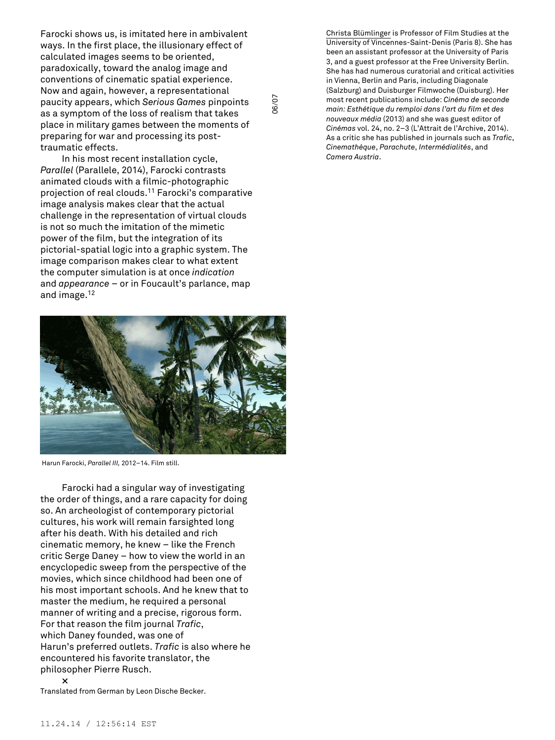Farocki shows us, is imitated here in ambivalent ways. In the first place, the illusionary effect of calculated images seems to be oriented, paradoxically, toward the analog image and conventions of cinematic spatial experience. Now and again, however, a representational paucity appears, which *Serious Games* pinpoints as a symptom of the loss of realism that takes place in military games between the moments of preparing for war and processing its post-traumatic effects.

In his most recent installation cycle, *Parallel* (Parallele, 2014), Farocki contrasts animated clouds with a filmic-photographic projection of real clouds.[11] Farocki's comparative image analysis makes clear that the actual challenge in the representation of virtual clouds is not so much the imitation of the mimetic power of the film, but the integration of its pictorial-spatial logic into a graphic system. The image comparison makes clear to what extent the computer simulation is at once *indication* and *appearance* – or in Foucault's parlance, map and image.[12]

Harun Farocki, *Parallel III,* 2012–14. Film still.

Farocki had a singular way of investigating the order of things, and a rare capacity for doing so. An archeologist of contemporary pictorial cultures, his work will remain farsighted long after his death. With his detailed and rich cinematic memory, he knew – like the French critic Serge Daney – how to view the world in an encyclopedic sweep from the perspective of the movies, which since childhood had been one of his most important schools. And he knew that to master the medium, he required a personal manner of writing and a precise, rigorous form. For that reason the film journal *Trafic*, which Daney founded, was one of Harun's preferred outlets. *Trafic* is also where he encountered his favorite translator, the philosopher Pierre Rusch.

**×**

Translated from German by Leon Dische Becker.

Christa Blümlinger is Professor of Film Studies at the University of Vincennes-Saint-Denis (Paris 8). She has been an assistant professor at the University of Paris 3, and a guest professor at the Free University Berlin. She has had numerous curatorial and critical activities in Vienna, Berlin and Paris, including Diagonale (Salzburg) and Duisburger Filmwoche (Duisburg). Her most recent publications include: *Cinéma de seconde main: Esthétique du remploi dans l'art du film et des nouveaux média* (2013) and she was guest editor of *Cinémas* vol. 24, no. 2–3 (L'Attrait de l'Archive, 2014). As a critic she has published in journals such as *Trafic*, *Cinemathèque*, *Parachute*, *Intermédialités*, and *Camera Austria*.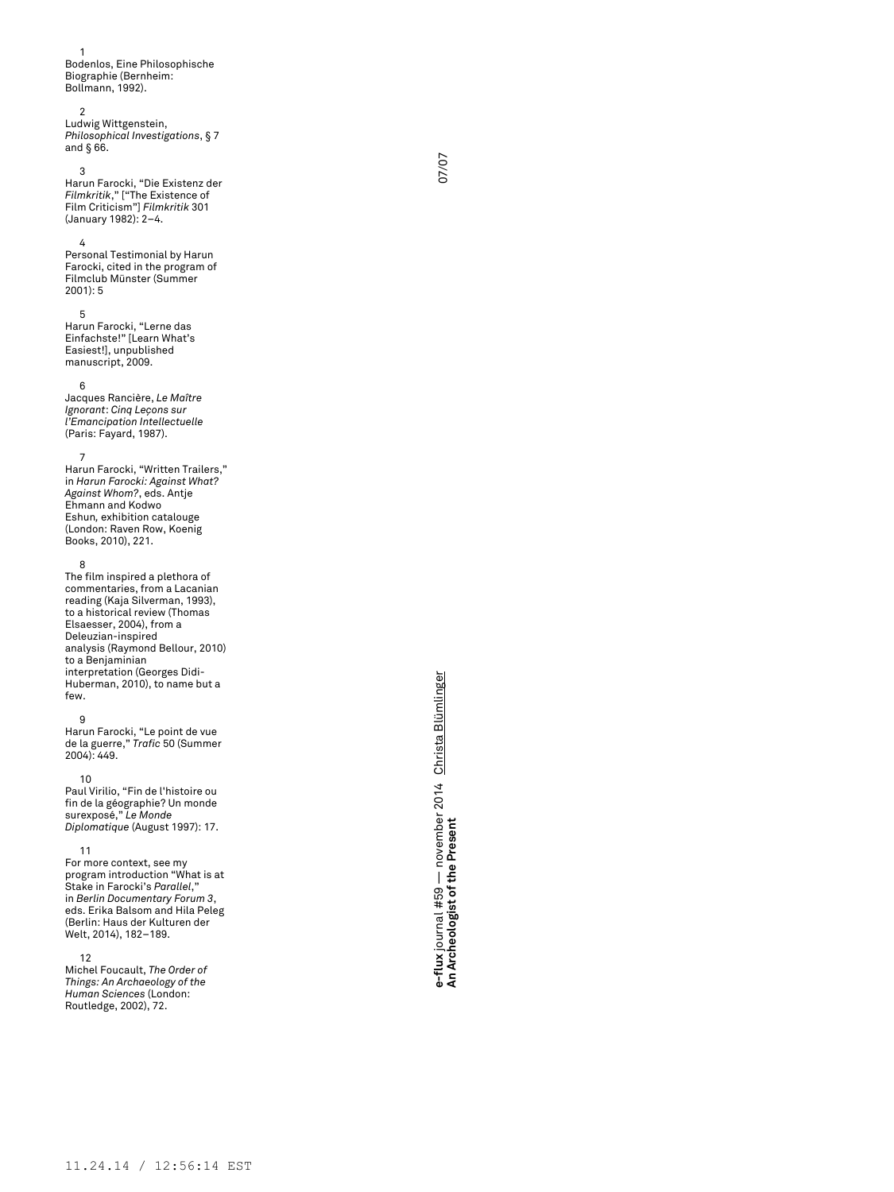1
Bodenlos, Eine Philosophische Biographie (Bernheim: Bollmann, 1992).

2
Ludwig Wittgenstein, *Philosophical Investigations*, § 7 and § 66.

3
Harun Farocki, "Die Existenz der *Filmkritik*," ["The Existence of Film Criticism"] *Filmkritik* 301 (January 1982): 2–4.

4
Personal Testimonial by Harun Farocki, cited in the program of Filmclub Münster (Summer 2001): 5

5
Harun Farocki, "Lerne das Einfachste!" [Learn What's Easiest!], unpublished manuscript, 2009.

6
Jacques Rancière, *Le Maître Ignorant: Cinq Leçons sur l'Emancipation Intellectuelle* (Paris: Fayard, 1987).

7
Harun Farocki, "Written Trailers," in *Harun Farocki: Against What? Against Whom?*, eds. Antje Ehmann and Kodwo Eshun, exhibition catalouge (London: Raven Row, Koenig Books, 2010), 221.

8
The film inspired a plethora of commentaries, from a Lacanian reading (Kaja Silverman, 1993), to a historical review (Thomas Elsaesser, 2004), from a Deleuzian-inspired analysis (Raymond Bellour, 2010) to a Benjaminian interpretation (Georges Didi-Huberman, 2010), to name but a few.

9
Harun Farocki, "Le point de vue de la guerre," *Trafic* 50 (Summer 2004): 449.

10
Paul Virilio, "Fin de l'histoire ou fin de la géographie? Un monde surexposé," *Le Monde Diplomatique* (August 1997): 17.

11
For more context, see my program introduction "What is at Stake in Farocki's *Parallel*," in *Berlin Documentary Forum 3*, eds. Erika Balsom and Hila Peleg (Berlin: Haus der Kulturen der Welt, 2014), 182–189.

12
Michel Foucault, *The Order of Things: An Archaeology of the Human Sciences* (London: Routledge, 2002), 72.